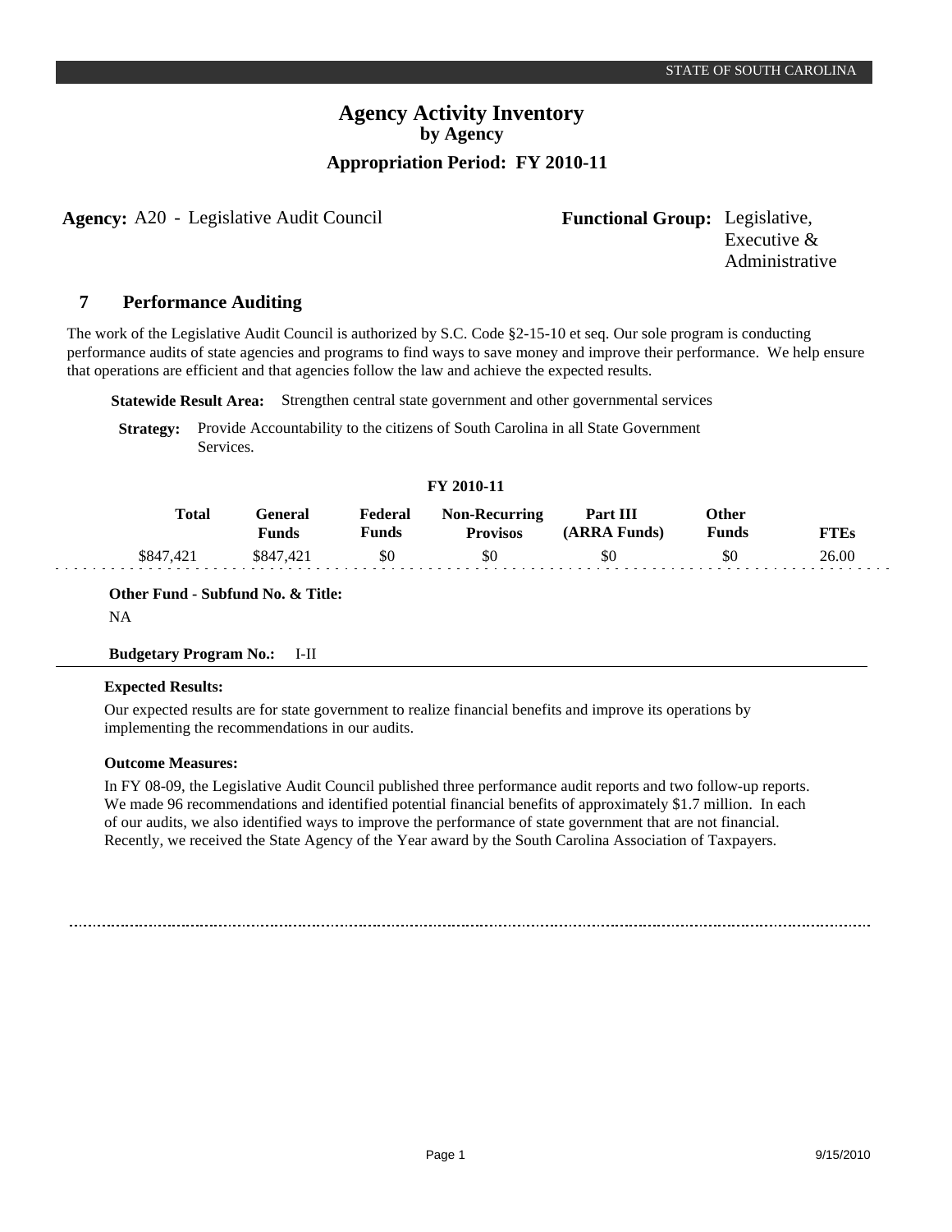STATE OF SOUTH CAROLINA

# Agency Activity Inventory
## by Agency
### Appropriation Period: FY 2010-11

**Agency:** A20 - Legislative Audit Council

**Functional Group:** Legislative, Executive & Administrative

## 7 Performance Auditing

The work of the Legislative Audit Council is authorized by S.C. Code §2-15-10 et seq. Our sole program is conducting performance audits of state agencies and programs to find ways to save money and improve their performance. We help ensure that operations are efficient and that agencies follow the law and achieve the expected results.

**Statewide Result Area:** Strengthen central state government and other governmental services

**Strategy:** Provide Accountability to the citizens of South Carolina in all State Government Services.

**FY 2010-11**

| Total | General Funds | Federal Funds | Non-Recurring Provisos | Part III (ARRA Funds) | Other Funds | FTEs |
|---|---|---|---|---|---|---|
| $847,421 | $847,421 | $0 | $0 | $0 | $0 | 26.00 |

**Other Fund - Subfund No. & Title:**
NA

**Budgetary Program No.:** I-II

**Expected Results:**

Our expected results are for state government to realize financial benefits and improve its operations by implementing the recommendations in our audits.

**Outcome Measures:**

In FY 08-09, the Legislative Audit Council published three performance audit reports and two follow-up reports. We made 96 recommendations and identified potential financial benefits of approximately $1.7 million. In each of our audits, we also identified ways to improve the performance of state government that are not financial. Recently, we received the State Agency of the Year award by the South Carolina Association of Taxpayers.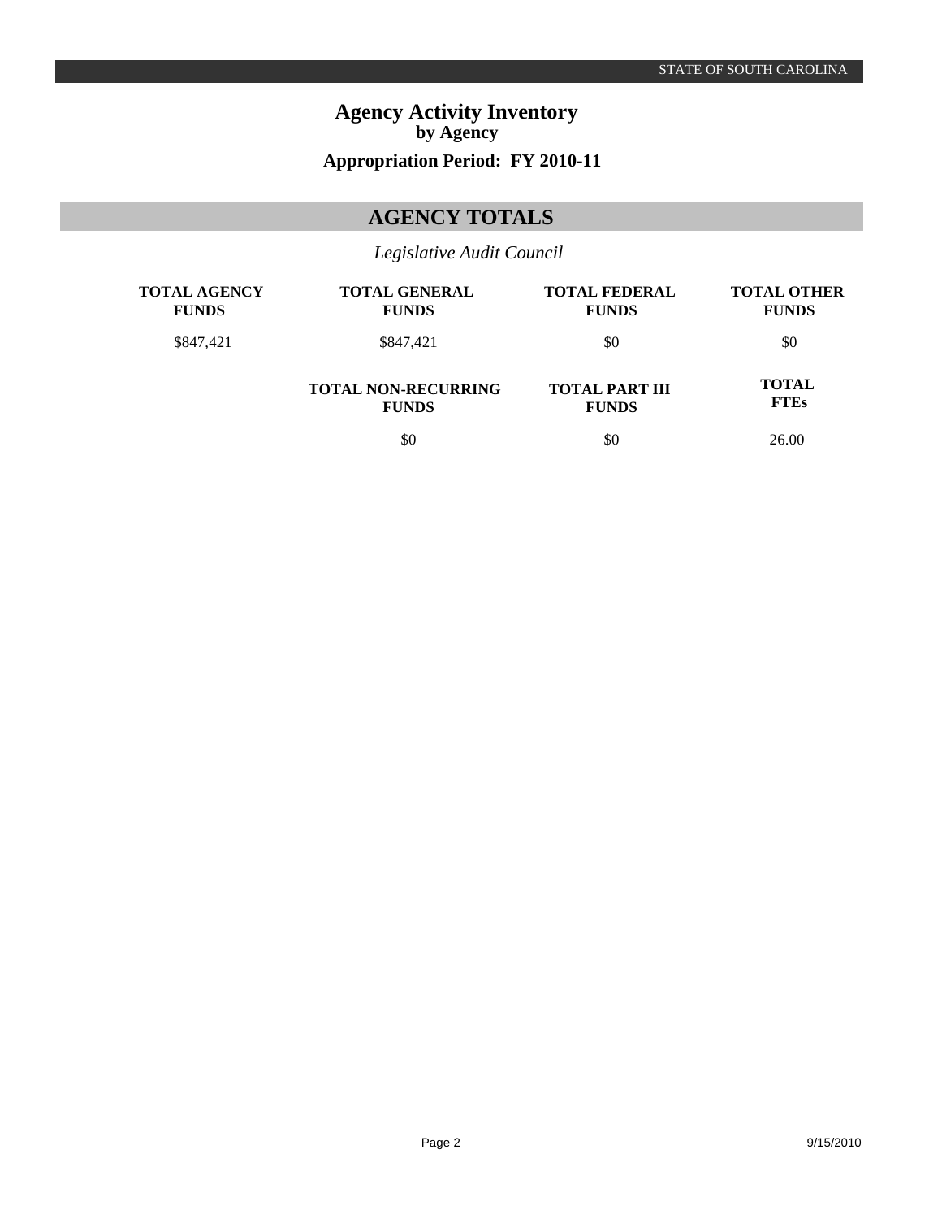# Agency Activity Inventory
## by Agency

### Appropriation Period: FY 2010-11

## AGENCY TOTALS

*Legislative Audit Council*

| TOTAL AGENCY FUNDS | TOTAL GENERAL FUNDS | TOTAL FEDERAL FUNDS | TOTAL OTHER FUNDS |
|---|---|---|---|
| $847,421 | $847,421 | $0 | $0 |

| | TOTAL NON-RECURRING FUNDS | TOTAL PART III FUNDS | TOTAL FTEs |
|---|---|---|---|
| | $0 | $0 | 26.00 |